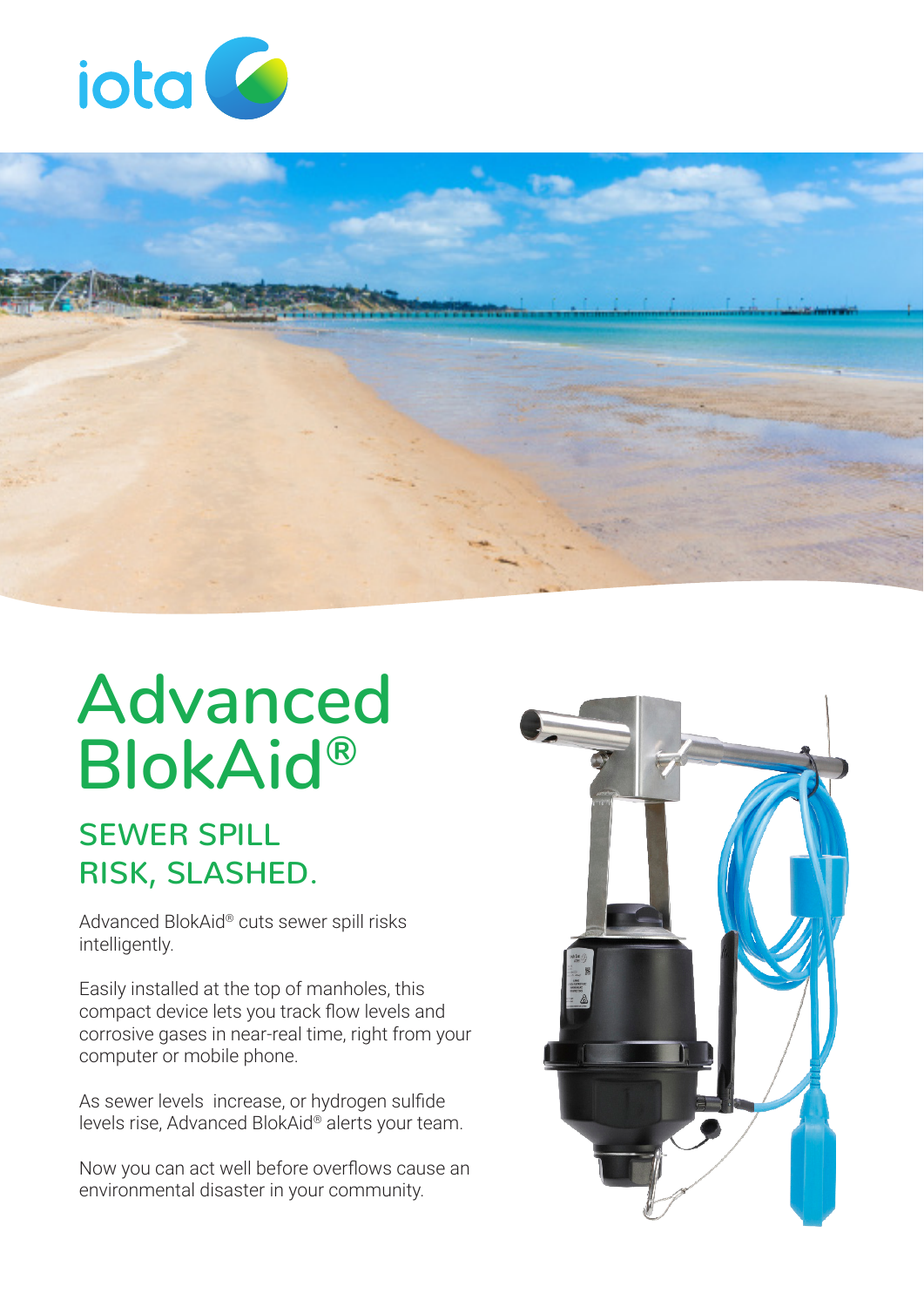iota

# Advanced BlokAid®

## SEWER SPILL RISK, SLASHED.

Advanced BlokAid® cuts sewer spill risks intelligently.

Easily installed at the top of manholes, this compact device lets you track flow levels and corrosive gases in near-real time, right from your computer or mobile phone.

As sewer levels increase, or hydrogen sulfide levels rise, Advanced BlokAid® alerts your team.

Now you can act well before overflows cause an environmental disaster in your community.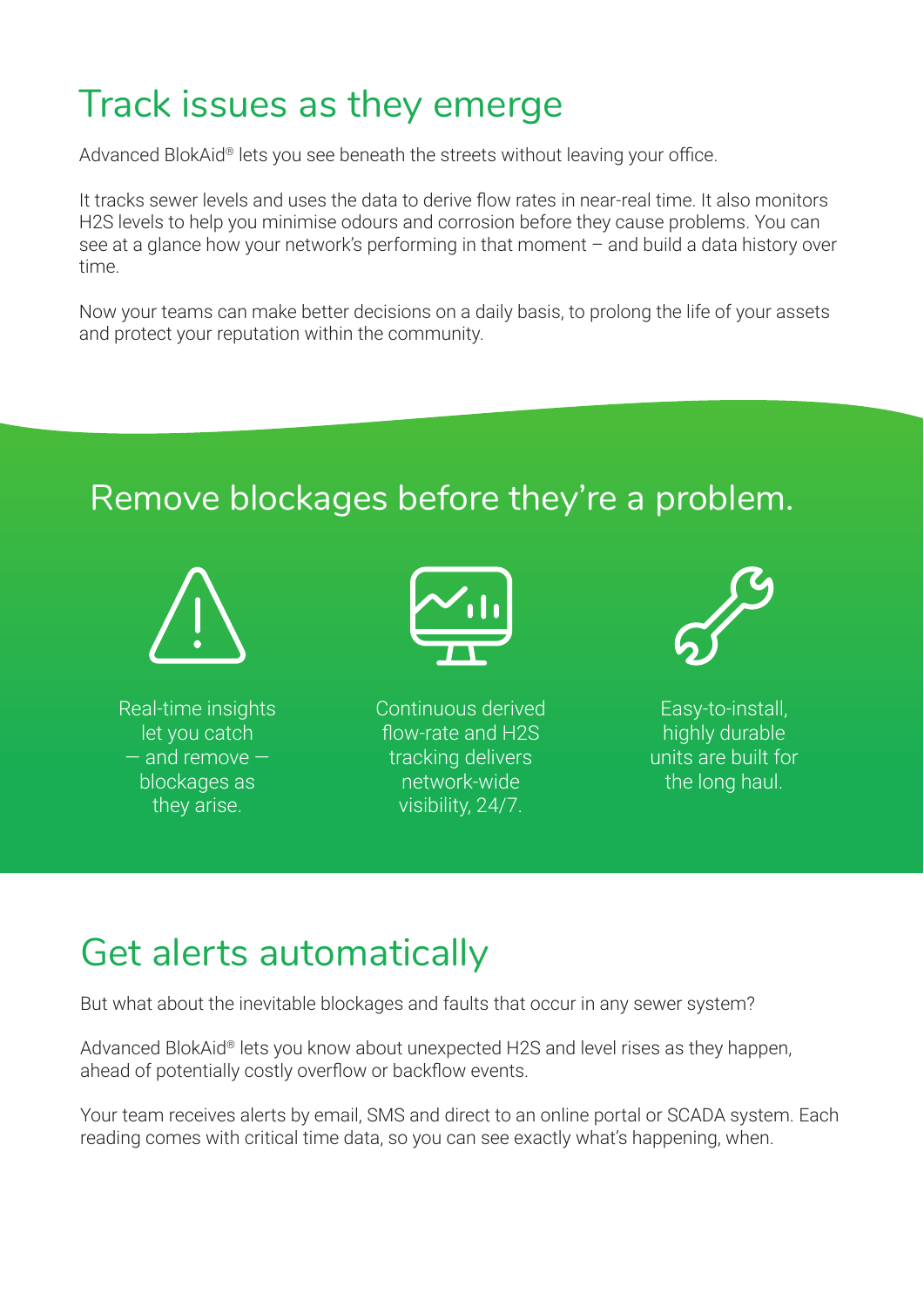# Track issues as they emerge

Advanced BlokAid® lets you see beneath the streets without leaving your office.

It tracks sewer levels and uses the data to derive flow rates in near-real time. It also monitors H2S levels to help you minimise odours and corrosion before they cause problems. You can see at a glance how your network's performing in that moment – and build a data history over time.

Now your teams can make better decisions on a daily basis, to prolong the life of your assets and protect your reputation within the community.

## Remove blockages before they're a problem.

Real-time insights let you catch — and remove — blockages as they arise.

Continuous derived flow-rate and H2S tracking delivers network-wide visibility, 24/7.

Easy-to-install, highly durable units are built for the long haul.

# Get alerts automatically

But what about the inevitable blockages and faults that occur in any sewer system?

Advanced BlokAid® lets you know about unexpected H2S and level rises as they happen, ahead of potentially costly overflow or backflow events.

Your team receives alerts by email, SMS and direct to an online portal or SCADA system. Each reading comes with critical time data, so you can see exactly what's happening, when.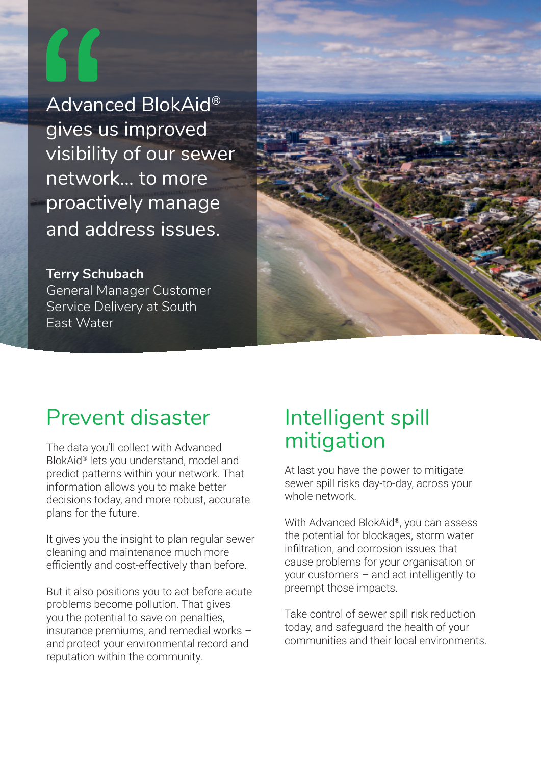> Advanced BlokAid® gives us improved visibility of our sewer network... to more proactively manage and address issues.

**Terry Schubach**
General Manager Customer Service Delivery at South East Water

## Prevent disaster

The data you'll collect with Advanced BlokAid® lets you understand, model and predict patterns within your network. That information allows you to make better decisions today, and more robust, accurate plans for the future.

It gives you the insight to plan regular sewer cleaning and maintenance much more efficiently and cost-effectively than before.

But it also positions you to act before acute problems become pollution. That gives you the potential to save on penalties, insurance premiums, and remedial works – and protect your environmental record and reputation within the community.

## Intelligent spill mitigation

At last you have the power to mitigate sewer spill risks day-to-day, across your whole network.

With Advanced BlokAid®, you can assess the potential for blockages, storm water infiltration, and corrosion issues that cause problems for your organisation or your customers – and act intelligently to preempt those impacts.

Take control of sewer spill risk reduction today, and safeguard the health of your communities and their local environments.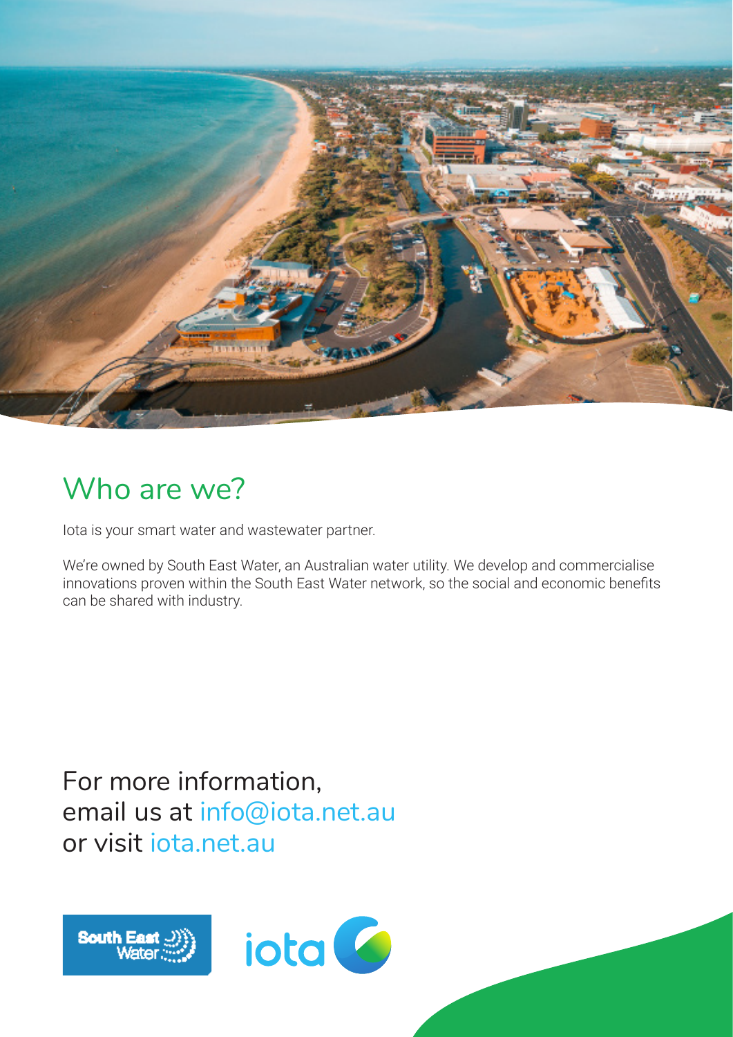# Who are we?

Iota is your smart water and wastewater partner.

We're owned by South East Water, an Australian water utility. We develop and commercialise innovations proven within the South East Water network, so the social and economic benefits can be shared with industry.

For more information,
email us at info@iota.net.au
or visit iota.net.au